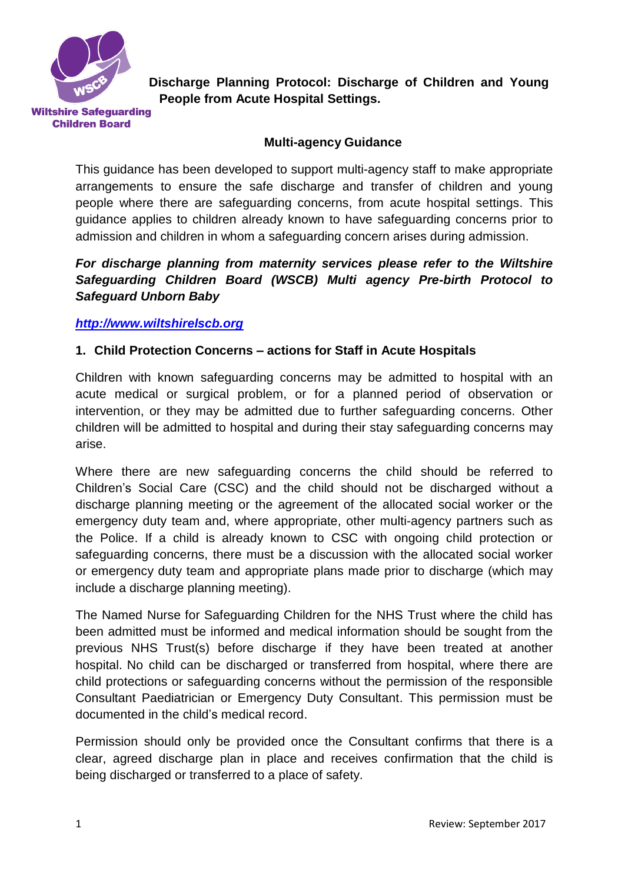Wiltshire Safeguarding Children Board

# Discharge Planning Protocol: Discharge of Children and Young People from Acute Hospital Settings.

## Multi-agency Guidance

This guidance has been developed to support multi-agency staff to make appropriate arrangements to ensure the safe discharge and transfer of children and young people where there are safeguarding concerns, from acute hospital settings. This guidance applies to children already known to have safeguarding concerns prior to admission and children in whom a safeguarding concern arises during admission.

***For discharge planning from maternity services please refer to the Wiltshire Safeguarding Children Board (WSCB) Multi agency Pre-birth Protocol to Safeguard Unborn Baby***

***http://www.wiltshirelscb.org***

## 1. Child Protection Concerns – actions for Staff in Acute Hospitals

Children with known safeguarding concerns may be admitted to hospital with an acute medical or surgical problem, or for a planned period of observation or intervention, or they may be admitted due to further safeguarding concerns. Other children will be admitted to hospital and during their stay safeguarding concerns may arise.

Where there are new safeguarding concerns the child should be referred to Children's Social Care (CSC) and the child should not be discharged without a discharge planning meeting or the agreement of the allocated social worker or the emergency duty team and, where appropriate, other multi-agency partners such as the Police. If a child is already known to CSC with ongoing child protection or safeguarding concerns, there must be a discussion with the allocated social worker or emergency duty team and appropriate plans made prior to discharge (which may include a discharge planning meeting).

The Named Nurse for Safeguarding Children for the NHS Trust where the child has been admitted must be informed and medical information should be sought from the previous NHS Trust(s) before discharge if they have been treated at another hospital. No child can be discharged or transferred from hospital, where there are child protections or safeguarding concerns without the permission of the responsible Consultant Paediatrician or Emergency Duty Consultant. This permission must be documented in the child's medical record.

Permission should only be provided once the Consultant confirms that there is a clear, agreed discharge plan in place and receives confirmation that the child is being discharged or transferred to a place of safety.

Review: September 2017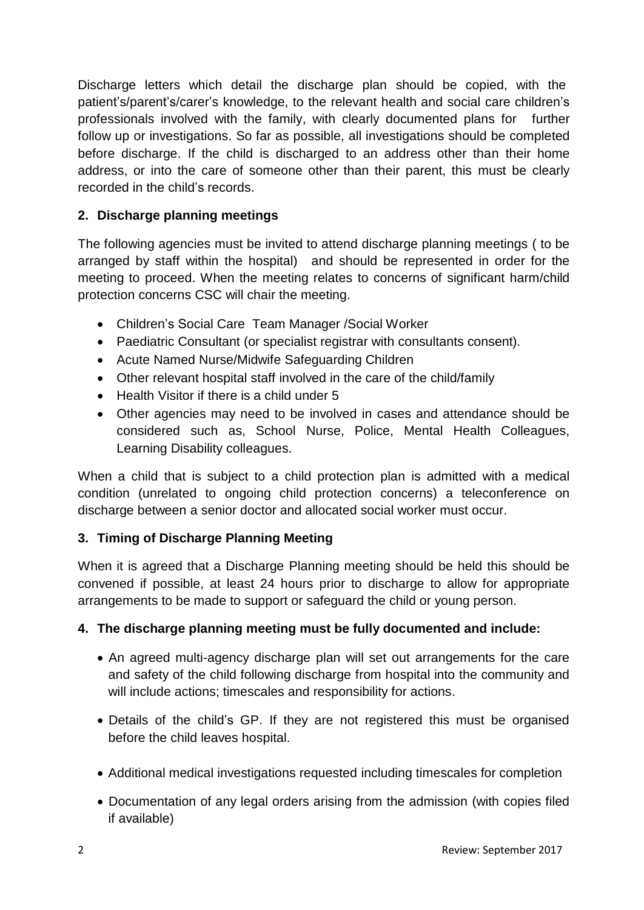Discharge letters which detail the discharge plan should be copied, with the patient's/parent's/carer's knowledge, to the relevant health and social care children's professionals involved with the family, with clearly documented plans for further follow up or investigations. So far as possible, all investigations should be completed before discharge. If the child is discharged to an address other than their home address, or into the care of someone other than their parent, this must be clearly recorded in the child's records.

## 2. Discharge planning meetings

The following agencies must be invited to attend discharge planning meetings ( to be arranged by staff within the hospital) and should be represented in order for the meeting to proceed. When the meeting relates to concerns of significant harm/child protection concerns CSC will chair the meeting.

- Children's Social Care Team Manager /Social Worker
- Paediatric Consultant (or specialist registrar with consultants consent).
- Acute Named Nurse/Midwife Safeguarding Children
- Other relevant hospital staff involved in the care of the child/family
- Health Visitor if there is a child under 5
- Other agencies may need to be involved in cases and attendance should be considered such as, School Nurse, Police, Mental Health Colleagues, Learning Disability colleagues.

When a child that is subject to a child protection plan is admitted with a medical condition (unrelated to ongoing child protection concerns) a teleconference on discharge between a senior doctor and allocated social worker must occur.

## 3. Timing of Discharge Planning Meeting

When it is agreed that a Discharge Planning meeting should be held this should be convened if possible, at least 24 hours prior to discharge to allow for appropriate arrangements to be made to support or safeguard the child or young person.

## 4. The discharge planning meeting must be fully documented and include:

- An agreed multi-agency discharge plan will set out arrangements for the care and safety of the child following discharge from hospital into the community and will include actions; timescales and responsibility for actions.
- Details of the child's GP. If they are not registered this must be organised before the child leaves hospital.
- Additional medical investigations requested including timescales for completion
- Documentation of any legal orders arising from the admission (with copies filed if available)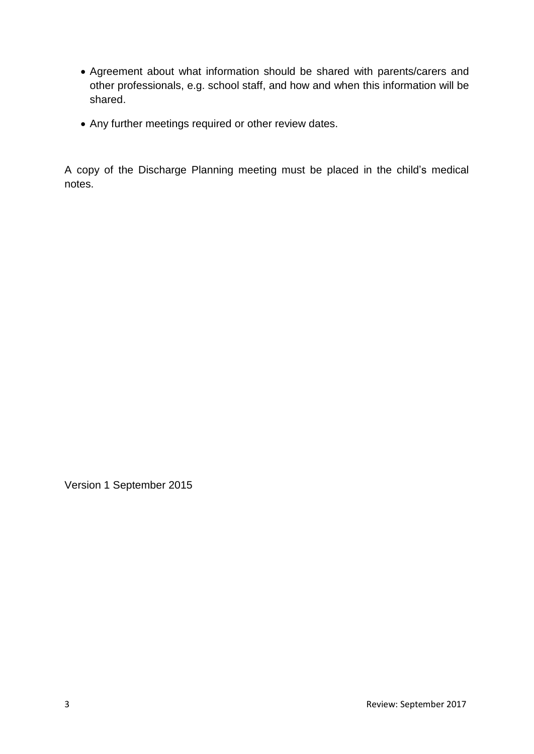- Agreement about what information should be shared with parents/carers and other professionals, e.g. school staff, and how and when this information will be shared.
- Any further meetings required or other review dates.

A copy of the Discharge Planning meeting must be placed in the child's medical notes.

Version 1 September 2015